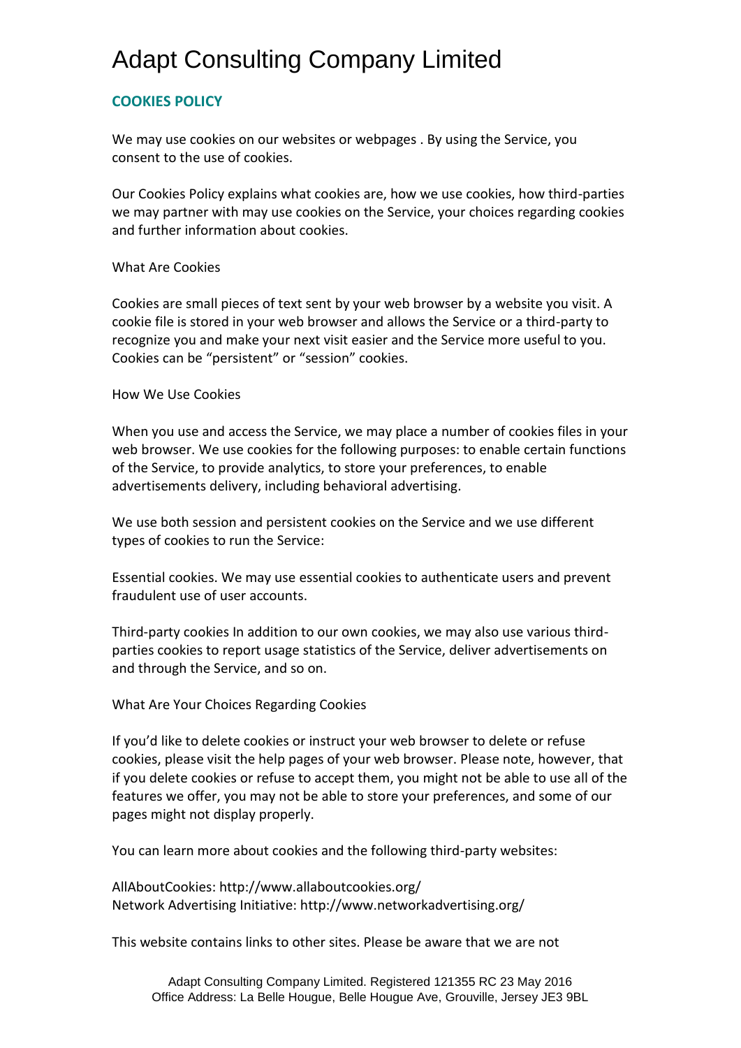# Adapt Consulting Company Limited

## COOKIES POLICY

We may use cookies on our websites or webpages . By using the Service, you consent to the use of cookies.

Our Cookies Policy explains what cookies are, how we use cookies, how third-parties we may partner with may use cookies on the Service, your choices regarding cookies and further information about cookies.

What Are Cookies

Cookies are small pieces of text sent by your web browser by a website you visit. A cookie file is stored in your web browser and allows the Service or a third-party to recognize you and make your next visit easier and the Service more useful to you. Cookies can be “persistent” or “session” cookies.

How We Use Cookies

When you use and access the Service, we may place a number of cookies files in your web browser. We use cookies for the following purposes: to enable certain functions of the Service, to provide analytics, to store your preferences, to enable advertisements delivery, including behavioral advertising.

We use both session and persistent cookies on the Service and we use different types of cookies to run the Service:

Essential cookies. We may use essential cookies to authenticate users and prevent fraudulent use of user accounts.

Third-party cookies In addition to our own cookies, we may also use various third-parties cookies to report usage statistics of the Service, deliver advertisements on and through the Service, and so on.

What Are Your Choices Regarding Cookies

If you’d like to delete cookies or instruct your web browser to delete or refuse cookies, please visit the help pages of your web browser. Please note, however, that if you delete cookies or refuse to accept them, you might not be able to use all of the features we offer, you may not be able to store your preferences, and some of our pages might not display properly.

You can learn more about cookies and the following third-party websites:

AllAboutCookies: http://www.allaboutcookies.org/
Network Advertising Initiative: http://www.networkadvertising.org/

This website contains links to other sites. Please be aware that we are not

Adapt Consulting Company Limited. Registered 121355 RC 23 May 2016
Office Address: La Belle Hougue, Belle Hougue Ave, Grouville, Jersey JE3 9BL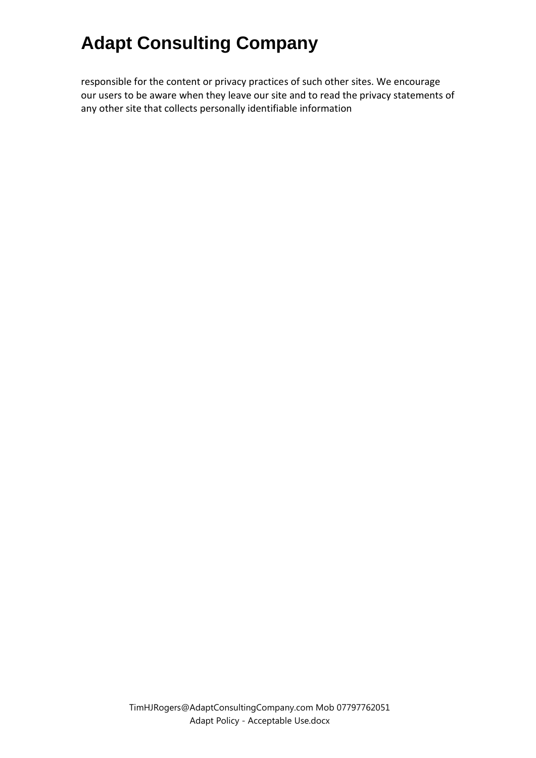responsible for the content or privacy practices of such other sites. We encourage our users to be aware when they leave our site and to read the privacy statements of any other site that collects personally identifiable information